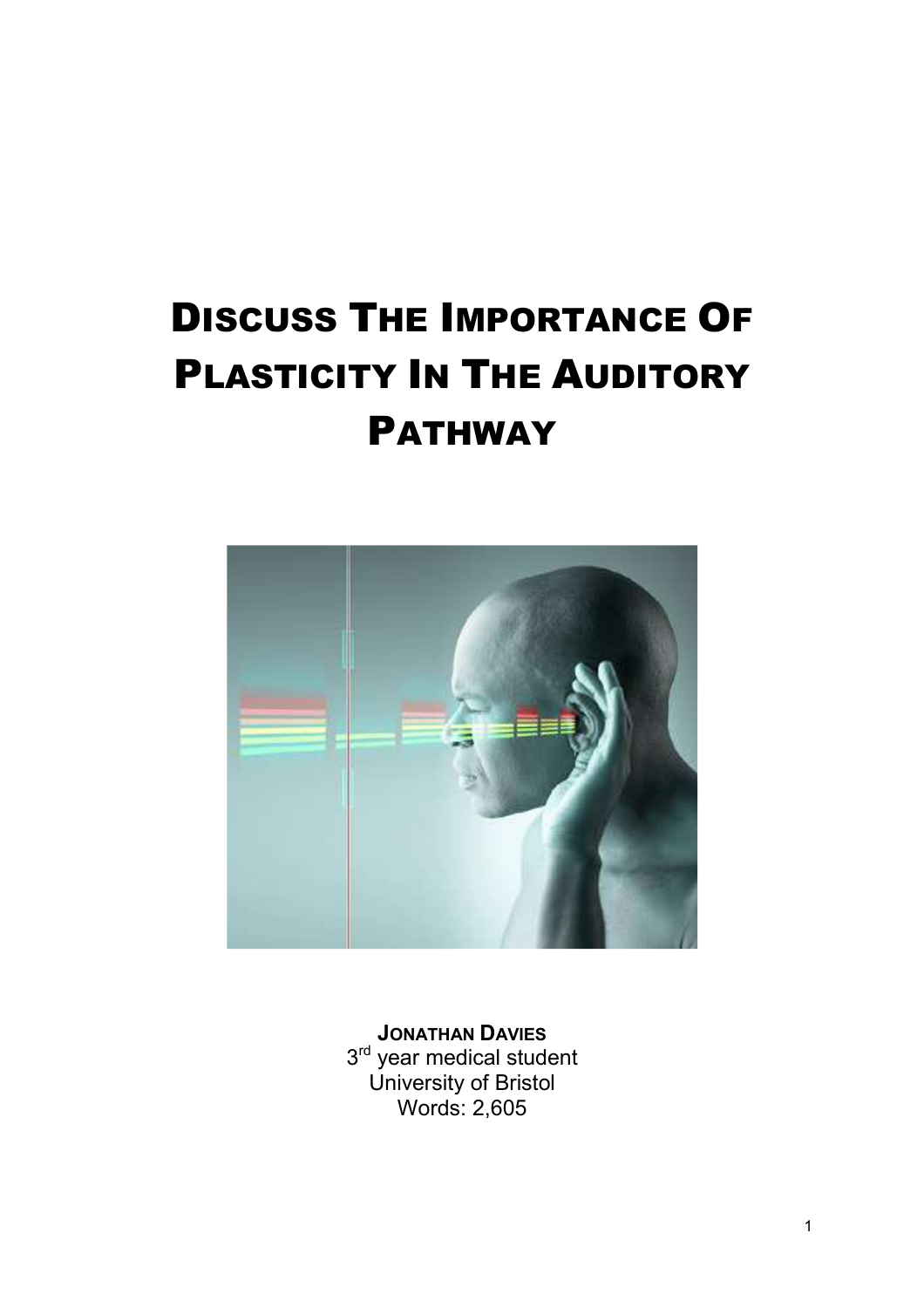# Discuss The Importance Of Plasticity In The Auditory Pathway

**Jonathan Davies**
3rd year medical student
University of Bristol
Words: 2,605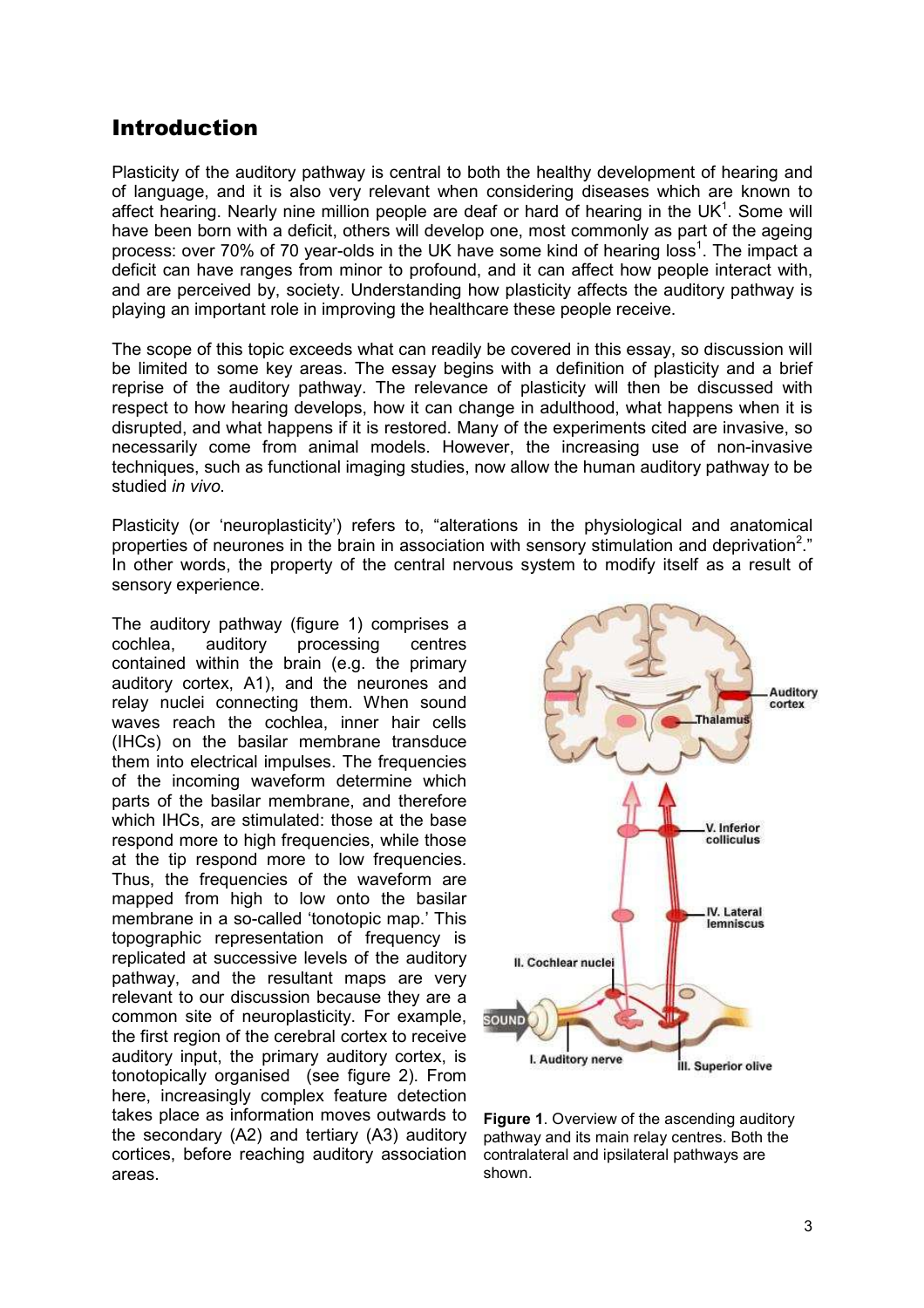# Introduction

Plasticity of the auditory pathway is central to both the healthy development of hearing and of language, and it is also very relevant when considering diseases which are known to affect hearing. Nearly nine million people are deaf or hard of hearing in the UK[1]. Some will have been born with a deficit, others will develop one, most commonly as part of the ageing process: over 70% of 70 year-olds in the UK have some kind of hearing loss[1]. The impact a deficit can have ranges from minor to profound, and it can affect how people interact with, and are perceived by, society. Understanding how plasticity affects the auditory pathway is playing an important role in improving the healthcare these people receive.

The scope of this topic exceeds what can readily be covered in this essay, so discussion will be limited to some key areas. The essay begins with a definition of plasticity and a brief reprise of the auditory pathway. The relevance of plasticity will then be discussed with respect to how hearing develops, how it can change in adulthood, what happens when it is disrupted, and what happens if it is restored. Many of the experiments cited are invasive, so necessarily come from animal models. However, the increasing use of non-invasive techniques, such as functional imaging studies, now allow the human auditory pathway to be studied *in vivo*.

Plasticity (or 'neuroplasticity') refers to, "alterations in the physiological and anatomical properties of neurones in the brain in association with sensory stimulation and deprivation[2]." In other words, the property of the central nervous system to modify itself as a result of sensory experience.

The auditory pathway (figure 1) comprises a cochlea, auditory processing centres contained within the brain (e.g. the primary auditory cortex, A1), and the neurones and relay nuclei connecting them. When sound waves reach the cochlea, inner hair cells (IHCs) on the basilar membrane transduce them into electrical impulses. The frequencies of the incoming waveform determine which parts of the basilar membrane, and therefore which IHCs, are stimulated: those at the base respond more to high frequencies, while those at the tip respond more to low frequencies. Thus, the frequencies of the waveform are mapped from high to low onto the basilar membrane in a so-called 'tonotopic map.' This topographic representation of frequency is replicated at successive levels of the auditory pathway, and the resultant maps are very relevant to our discussion because they are a common site of neuroplasticity. For example, the first region of the cerebral cortex to receive auditory input, the primary auditory cortex, is tonotopically organised (see figure 2). From here, increasingly complex feature detection takes place as information moves outwards to the secondary (A2) and tertiary (A3) auditory cortices, before reaching auditory association areas.

**Figure 1**. Overview of the ascending auditory pathway and its main relay centres. Both the contralateral and ipsilateral pathways are shown.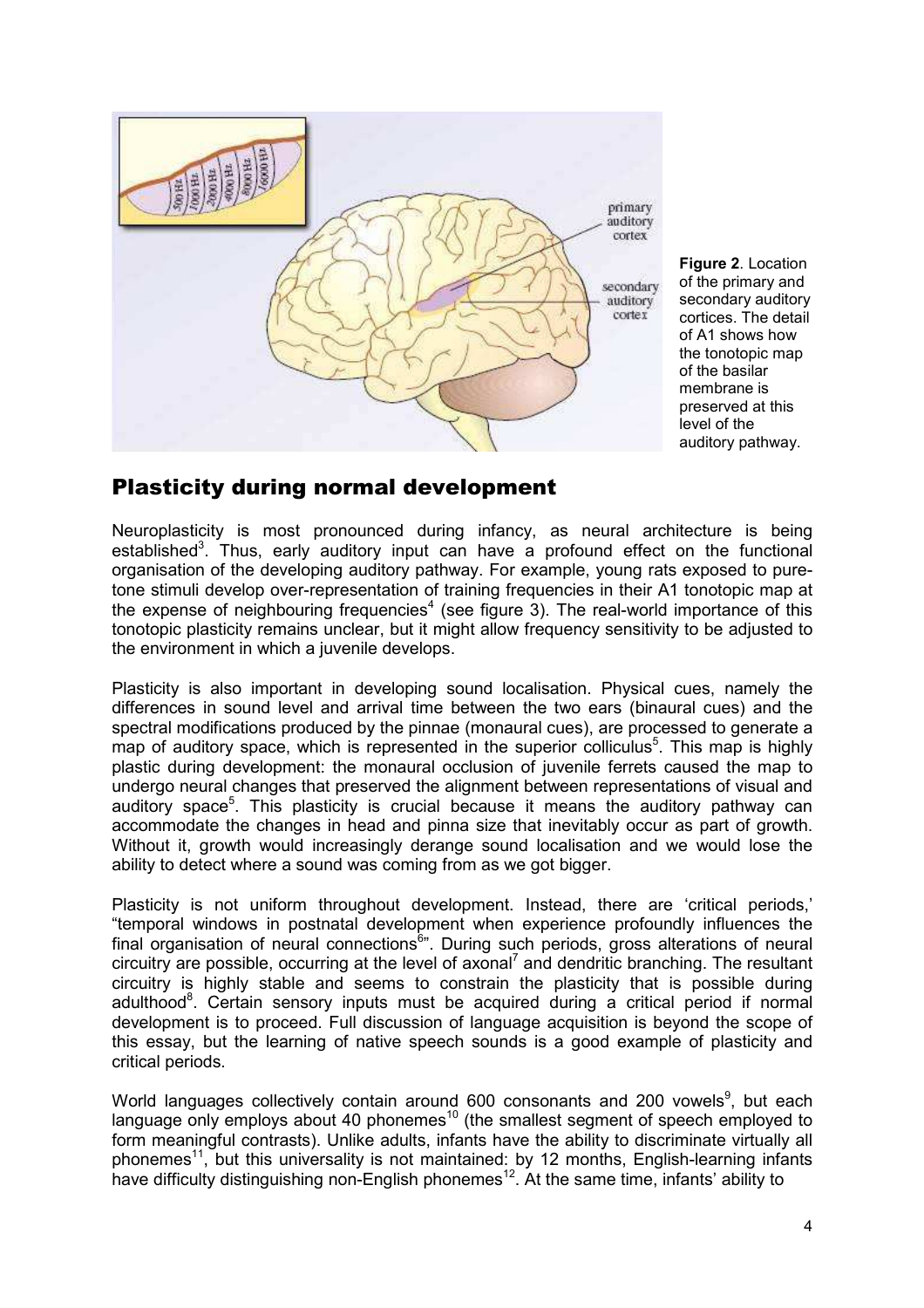**Figure 2**. Location of the primary and secondary auditory cortices. The detail of A1 shows how the tonotopic map of the basilar membrane is preserved at this level of the auditory pathway.

## Plasticity during normal development

Neuroplasticity is most pronounced during infancy, as neural architecture is being established[3]. Thus, early auditory input can have a profound effect on the functional organisation of the developing auditory pathway. For example, young rats exposed to pure-tone stimuli develop over-representation of training frequencies in their A1 tonotopic map at the expense of neighbouring frequencies[4] (see figure 3). The real-world importance of this tonotopic plasticity remains unclear, but it might allow frequency sensitivity to be adjusted to the environment in which a juvenile develops.

Plasticity is also important in developing sound localisation. Physical cues, namely the differences in sound level and arrival time between the two ears (binaural cues) and the spectral modifications produced by the pinnae (monaural cues), are processed to generate a map of auditory space, which is represented in the superior colliculus[5]. This map is highly plastic during development: the monaural occlusion of juvenile ferrets caused the map to undergo neural changes that preserved the alignment between representations of visual and auditory space[5]. This plasticity is crucial because it means the auditory pathway can accommodate the changes in head and pinna size that inevitably occur as part of growth. Without it, growth would increasingly derange sound localisation and we would lose the ability to detect where a sound was coming from as we got bigger.

Plasticity is not uniform throughout development. Instead, there are 'critical periods,' "temporal windows in postnatal development when experience profoundly influences the final organisation of neural connections[6]". During such periods, gross alterations of neural circuitry are possible, occurring at the level of axonal[7] and dendritic branching. The resultant circuitry is highly stable and seems to constrain the plasticity that is possible during adulthood[8]. Certain sensory inputs must be acquired during a critical period if normal development is to proceed. Full discussion of language acquisition is beyond the scope of this essay, but the learning of native speech sounds is a good example of plasticity and critical periods.

World languages collectively contain around 600 consonants and 200 vowels[9], but each language only employs about 40 phonemes[10] (the smallest segment of speech employed to form meaningful contrasts). Unlike adults, infants have the ability to discriminate virtually all phonemes[11], but this universality is not maintained: by 12 months, English-learning infants have difficulty distinguishing non-English phonemes[12]. At the same time, infants' ability to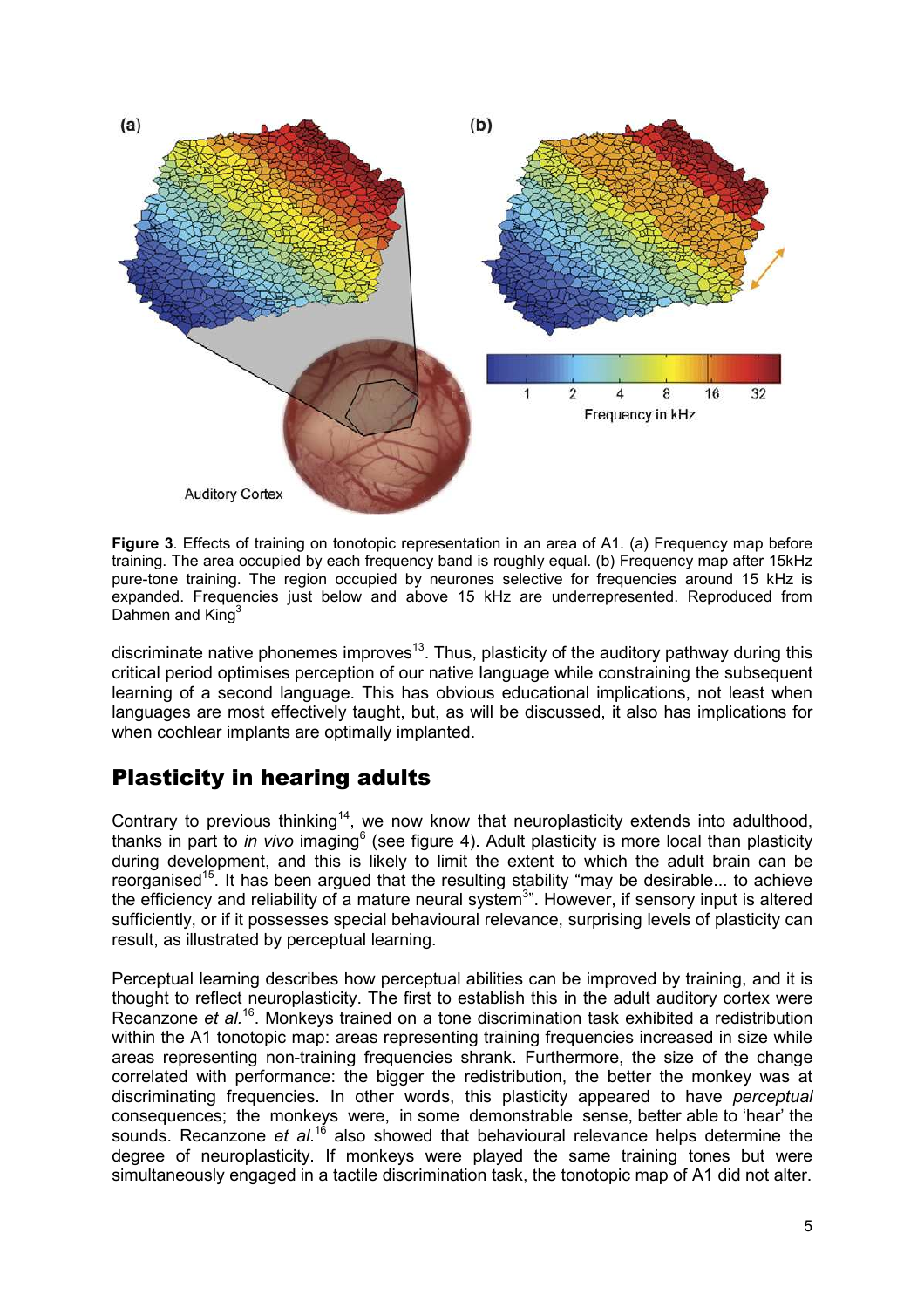**Figure 3**. Effects of training on tonotopic representation in an area of A1. (a) Frequency map before training. The area occupied by each frequency band is roughly equal. (b) Frequency map after 15kHz pure-tone training. The region occupied by neurones selective for frequencies around 15 kHz is expanded. Frequencies just below and above 15 kHz are underrepresented. Reproduced from Dahmen and King[3]

discriminate native phonemes improves[13]. Thus, plasticity of the auditory pathway during this critical period optimises perception of our native language while constraining the subsequent learning of a second language. This has obvious educational implications, not least when languages are most effectively taught, but, as will be discussed, it also has implications for when cochlear implants are optimally implanted.

## Plasticity in hearing adults

Contrary to previous thinking[14], we now know that neuroplasticity extends into adulthood, thanks in part to *in vivo* imaging[6] (see figure 4). Adult plasticity is more local than plasticity during development, and this is likely to limit the extent to which the adult brain can be reorganised[15]. It has been argued that the resulting stability "may be desirable... to achieve the efficiency and reliability of a mature neural system[3]". However, if sensory input is altered sufficiently, or if it possesses special behavioural relevance, surprising levels of plasticity can result, as illustrated by perceptual learning.

Perceptual learning describes how perceptual abilities can be improved by training, and it is thought to reflect neuroplasticity. The first to establish this in the adult auditory cortex were Recanzone *et al.*[16]. Monkeys trained on a tone discrimination task exhibited a redistribution within the A1 tonotopic map: areas representing training frequencies increased in size while areas representing non-training frequencies shrank. Furthermore, the size of the change correlated with performance: the bigger the redistribution, the better the monkey was at discriminating frequencies. In other words, this plasticity appeared to have *perceptual* consequences; the monkeys were, in some demonstrable sense, better able to 'hear' the sounds. Recanzone *et al.*[16] also showed that behavioural relevance helps determine the degree of neuroplasticity. If monkeys were played the same training tones but were simultaneously engaged in a tactile discrimination task, the tonotopic map of A1 did not alter.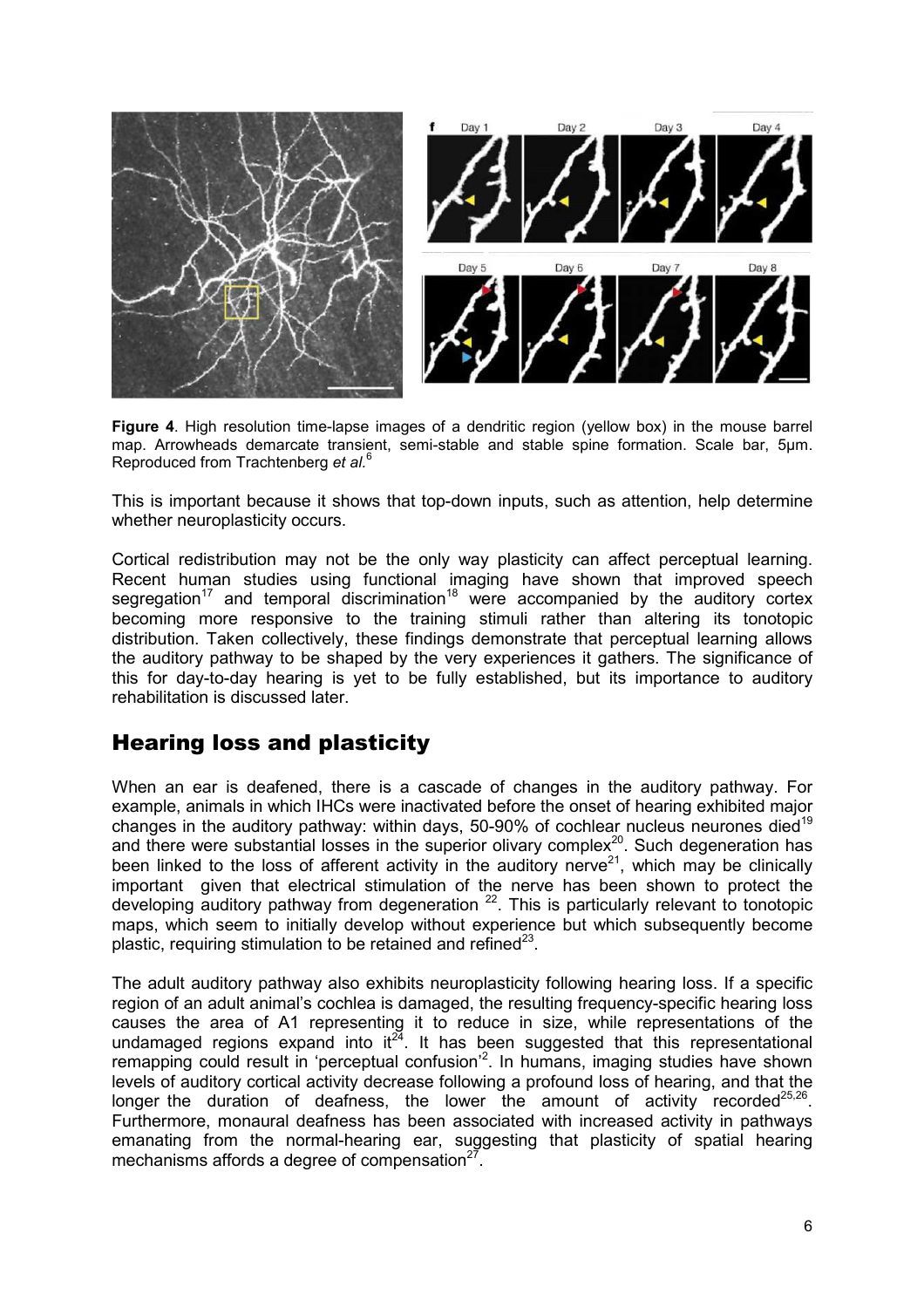**Figure 4**. High resolution time-lapse images of a dendritic region (yellow box) in the mouse barrel map. Arrowheads demarcate transient, semi-stable and stable spine formation. Scale bar, 5μm. Reproduced from Trachtenberg *et al.*[6]

This is important because it shows that top-down inputs, such as attention, help determine whether neuroplasticity occurs.

Cortical redistribution may not be the only way plasticity can affect perceptual learning. Recent human studies using functional imaging have shown that improved speech segregation[17] and temporal discrimination[18] were accompanied by the auditory cortex becoming more responsive to the training stimuli rather than altering its tonotopic distribution. Taken collectively, these findings demonstrate that perceptual learning allows the auditory pathway to be shaped by the very experiences it gathers. The significance of this for day-to-day hearing is yet to be fully established, but its importance to auditory rehabilitation is discussed later.

## Hearing loss and plasticity

When an ear is deafened, there is a cascade of changes in the auditory pathway. For example, animals in which IHCs were inactivated before the onset of hearing exhibited major changes in the auditory pathway: within days, 50-90% of cochlear nucleus neurones died[19] and there were substantial losses in the superior olivary complex[20]. Such degeneration has been linked to the loss of afferent activity in the auditory nerve[21], which may be clinically important given that electrical stimulation of the nerve has been shown to protect the developing auditory pathway from degeneration [22]. This is particularly relevant to tonotopic maps, which seem to initially develop without experience but which subsequently become plastic, requiring stimulation to be retained and refined[23].

The adult auditory pathway also exhibits neuroplasticity following hearing loss. If a specific region of an adult animal's cochlea is damaged, the resulting frequency-specific hearing loss causes the area of A1 representing it to reduce in size, while representations of the undamaged regions expand into it[24]. It has been suggested that this representational remapping could result in 'perceptual confusion'[2]. In humans, imaging studies have shown levels of auditory cortical activity decrease following a profound loss of hearing, and that the longer the duration of deafness, the lower the amount of activity recorded[25,26]. Furthermore, monaural deafness has been associated with increased activity in pathways emanating from the normal-hearing ear, suggesting that plasticity of spatial hearing mechanisms affords a degree of compensation[27].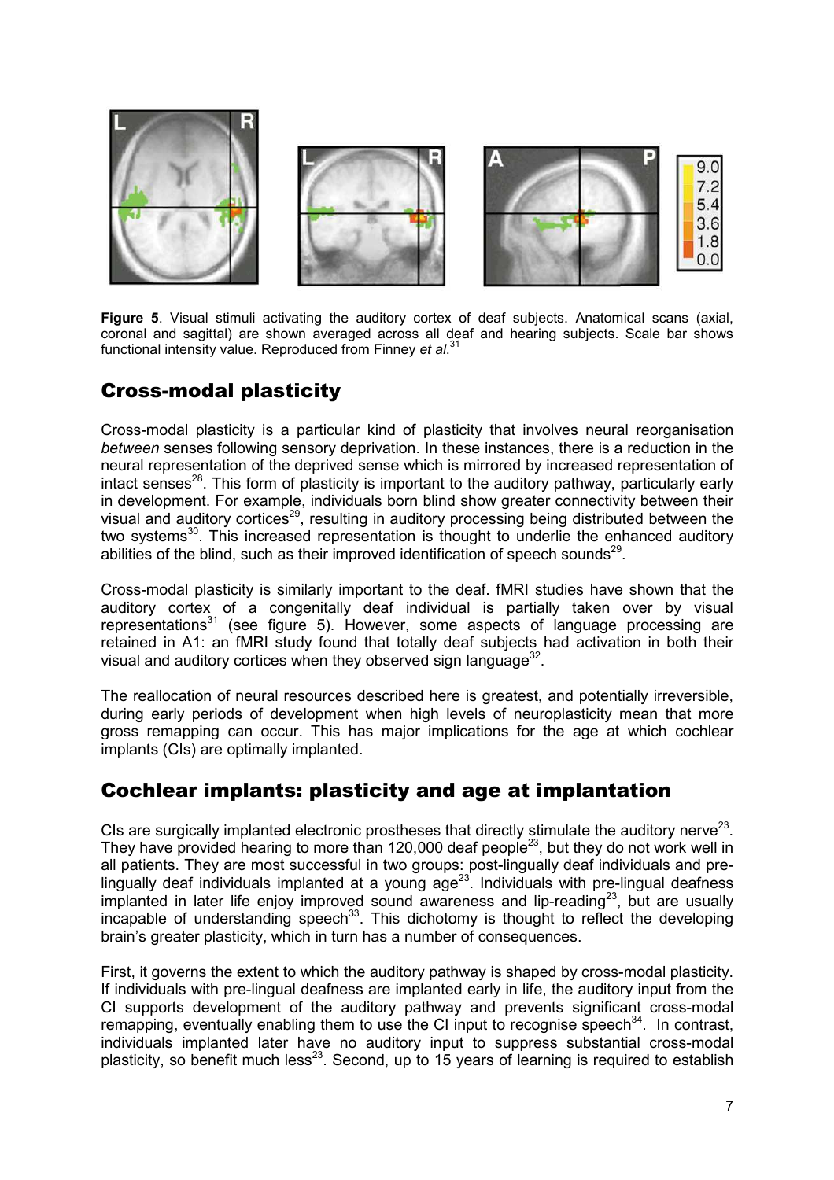**Figure 5**. Visual stimuli activating the auditory cortex of deaf subjects. Anatomical scans (axial, coronal and sagittal) are shown averaged across all deaf and hearing subjects. Scale bar shows functional intensity value. Reproduced from Finney *et al*.[31]

## Cross-modal plasticity

Cross-modal plasticity is a particular kind of plasticity that involves neural reorganisation *between* senses following sensory deprivation. In these instances, there is a reduction in the neural representation of the deprived sense which is mirrored by increased representation of intact senses[28]. This form of plasticity is important to the auditory pathway, particularly early in development. For example, individuals born blind show greater connectivity between their visual and auditory cortices[29], resulting in auditory processing being distributed between the two systems[30]. This increased representation is thought to underlie the enhanced auditory abilities of the blind, such as their improved identification of speech sounds[29].

Cross-modal plasticity is similarly important to the deaf. fMRI studies have shown that the auditory cortex of a congenitally deaf individual is partially taken over by visual representations[31] (see figure 5). However, some aspects of language processing are retained in A1: an fMRI study found that totally deaf subjects had activation in both their visual and auditory cortices when they observed sign language[32].

The reallocation of neural resources described here is greatest, and potentially irreversible, during early periods of development when high levels of neuroplasticity mean that more gross remapping can occur. This has major implications for the age at which cochlear implants (CIs) are optimally implanted.

## Cochlear implants: plasticity and age at implantation

CIs are surgically implanted electronic prostheses that directly stimulate the auditory nerve[23]. They have provided hearing to more than 120,000 deaf people[23], but they do not work well in all patients. They are most successful in two groups: post-lingually deaf individuals and pre-lingually deaf individuals implanted at a young age[23]. Individuals with pre-lingual deafness implanted in later life enjoy improved sound awareness and lip-reading[23], but are usually incapable of understanding speech[33]. This dichotomy is thought to reflect the developing brain's greater plasticity, which in turn has a number of consequences.

First, it governs the extent to which the auditory pathway is shaped by cross-modal plasticity. If individuals with pre-lingual deafness are implanted early in life, the auditory input from the CI supports development of the auditory pathway and prevents significant cross-modal remapping, eventually enabling them to use the CI input to recognise speech[34]. In contrast, individuals implanted later have no auditory input to suppress substantial cross-modal plasticity, so benefit much less[23]. Second, up to 15 years of learning is required to establish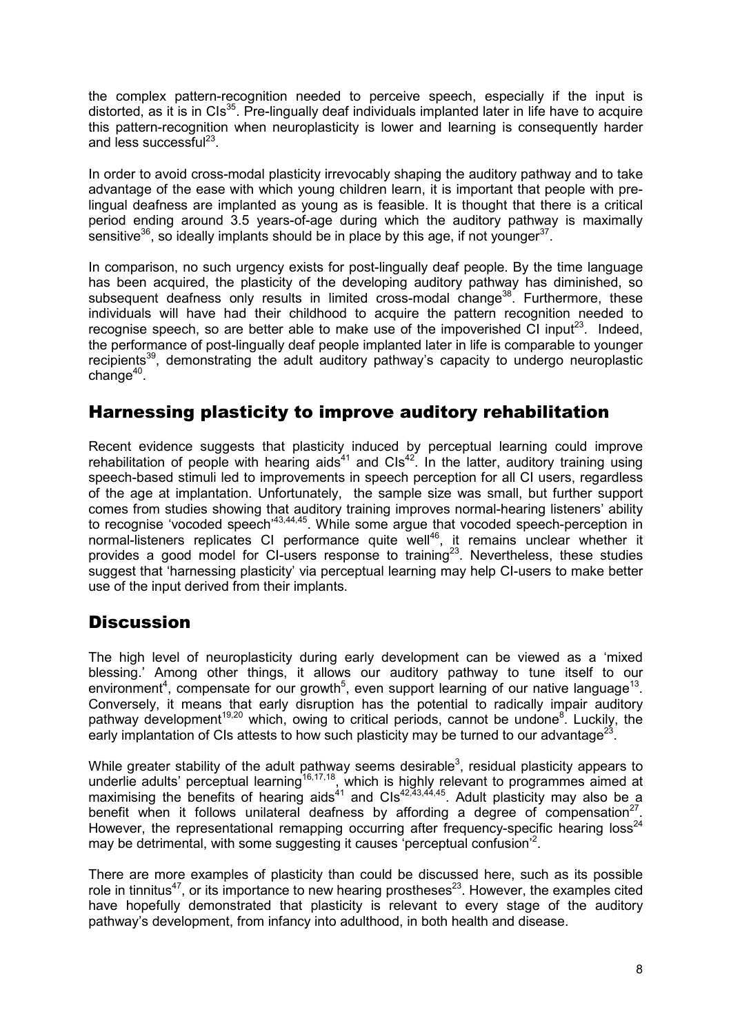the complex pattern-recognition needed to perceive speech, especially if the input is distorted, as it is in CIs[35]. Pre-lingually deaf individuals implanted later in life have to acquire this pattern-recognition when neuroplasticity is lower and learning is consequently harder and less successful[23].

In order to avoid cross-modal plasticity irrevocably shaping the auditory pathway and to take advantage of the ease with which young children learn, it is important that people with pre-lingual deafness are implanted as young as is feasible. It is thought that there is a critical period ending around 3.5 years-of-age during which the auditory pathway is maximally sensitive[36], so ideally implants should be in place by this age, if not younger[37].

In comparison, no such urgency exists for post-lingually deaf people. By the time language has been acquired, the plasticity of the developing auditory pathway has diminished, so subsequent deafness only results in limited cross-modal change[38]. Furthermore, these individuals will have had their childhood to acquire the pattern recognition needed to recognise speech, so are better able to make use of the impoverished CI input[23]. Indeed, the performance of post-lingually deaf people implanted later in life is comparable to younger recipients[39], demonstrating the adult auditory pathway's capacity to undergo neuroplastic change[40].

## Harnessing plasticity to improve auditory rehabilitation

Recent evidence suggests that plasticity induced by perceptual learning could improve rehabilitation of people with hearing aids[41] and CIs[42]. In the latter, auditory training using speech-based stimuli led to improvements in speech perception for all CI users, regardless of the age at implantation. Unfortunately, the sample size was small, but further support comes from studies showing that auditory training improves normal-hearing listeners' ability to recognise 'vocoded speech'[43,44,45]. While some argue that vocoded speech-perception in normal-listeners replicates CI performance quite well[46], it remains unclear whether it provides a good model for CI-users response to training[23]. Nevertheless, these studies suggest that 'harnessing plasticity' via perceptual learning may help CI-users to make better use of the input derived from their implants.

## Discussion

The high level of neuroplasticity during early development can be viewed as a 'mixed blessing.' Among other things, it allows our auditory pathway to tune itself to our environment[4], compensate for our growth[5], even support learning of our native language[13]. Conversely, it means that early disruption has the potential to radically impair auditory pathway development[19,20] which, owing to critical periods, cannot be undone[8]. Luckily, the early implantation of CIs attests to how such plasticity may be turned to our advantage[23].

While greater stability of the adult pathway seems desirable[3], residual plasticity appears to underlie adults' perceptual learning[16,17,18], which is highly relevant to programmes aimed at maximising the benefits of hearing aids[41] and CIs[42,43,44,45]. Adult plasticity may also be a benefit when it follows unilateral deafness by affording a degree of compensation[27]. However, the representational remapping occurring after frequency-specific hearing loss[24] may be detrimental, with some suggesting it causes 'perceptual confusion'[2].

There are more examples of plasticity than could be discussed here, such as its possible role in tinnitus[47], or its importance to new hearing prostheses[23]. However, the examples cited have hopefully demonstrated that plasticity is relevant to every stage of the auditory pathway's development, from infancy into adulthood, in both health and disease.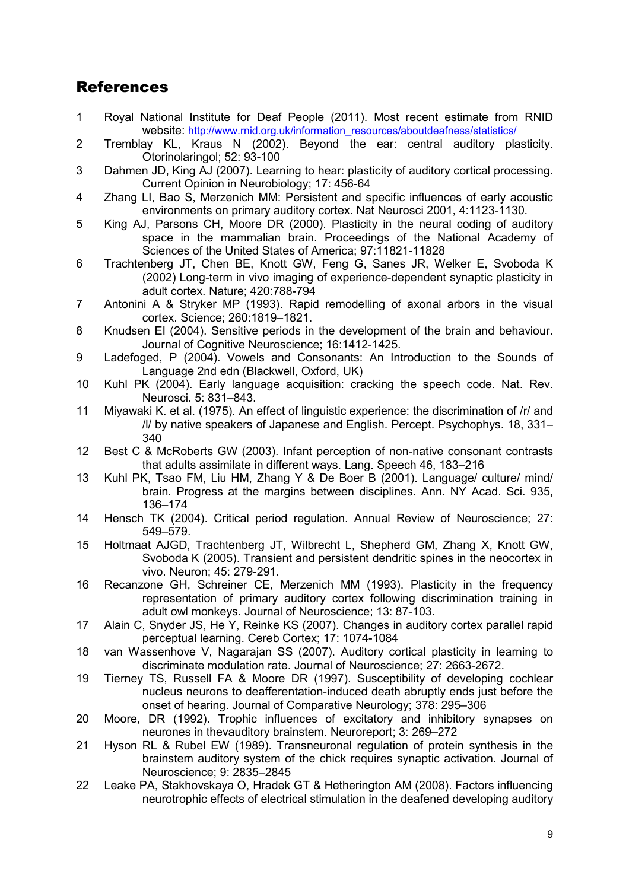## References

1. Royal National Institute for Deaf People (2011). Most recent estimate from RNID website: http://www.rnid.org.uk/information_resources/aboutdeafness/statistics/
2. Tremblay KL, Kraus N (2002). Beyond the ear: central auditory plasticity. Otorinolaringol; 52: 93-100
3. Dahmen JD, King AJ (2007). Learning to hear: plasticity of auditory cortical processing. Current Opinion in Neurobiology; 17: 456-64
4. Zhang LI, Bao S, Merzenich MM: Persistent and specific influences of early acoustic environments on primary auditory cortex. Nat Neurosci 2001, 4:1123-1130.
5. King AJ, Parsons CH, Moore DR (2000). Plasticity in the neural coding of auditory space in the mammalian brain. Proceedings of the National Academy of Sciences of the United States of America; 97:11821-11828
6. Trachtenberg JT, Chen BE, Knott GW, Feng G, Sanes JR, Welker E, Svoboda K (2002) Long-term in vivo imaging of experience-dependent synaptic plasticity in adult cortex. Nature; 420:788-794
7. Antonini A & Stryker MP (1993). Rapid remodelling of axonal arbors in the visual cortex. Science; 260:1819–1821.
8. Knudsen EI (2004). Sensitive periods in the development of the brain and behaviour. Journal of Cognitive Neuroscience; 16:1412-1425.
9. Ladefoged, P (2004). Vowels and Consonants: An Introduction to the Sounds of Language 2nd edn (Blackwell, Oxford, UK)
10. Kuhl PK (2004). Early language acquisition: cracking the speech code. Nat. Rev. Neurosci. 5: 831–843.
11. Miyawaki K. et al. (1975). An effect of linguistic experience: the discrimination of /r/ and /l/ by native speakers of Japanese and English. Percept. Psychophys. 18, 331–340
12. Best C & McRoberts GW (2003). Infant perception of non-native consonant contrasts that adults assimilate in different ways. Lang. Speech 46, 183–216
13. Kuhl PK, Tsao FM, Liu HM, Zhang Y & De Boer B (2001). Language/ culture/ mind/ brain. Progress at the margins between disciplines. Ann. NY Acad. Sci. 935, 136–174
14. Hensch TK (2004). Critical period regulation. Annual Review of Neuroscience; 27: 549–579.
15. Holtmaat AJGD, Trachtenberg JT, Wilbrecht L, Shepherd GM, Zhang X, Knott GW, Svoboda K (2005). Transient and persistent dendritic spines in the neocortex in vivo. Neuron; 45: 279-291.
16. Recanzone GH, Schreiner CE, Merzenich MM (1993). Plasticity in the frequency representation of primary auditory cortex following discrimination training in adult owl monkeys. Journal of Neuroscience; 13: 87-103.
17. Alain C, Snyder JS, He Y, Reinke KS (2007). Changes in auditory cortex parallel rapid perceptual learning. Cereb Cortex; 17: 1074-1084
18. van Wassenhove V, Nagarajan SS (2007). Auditory cortical plasticity in learning to discriminate modulation rate. Journal of Neuroscience; 27: 2663-2672.
19. Tierney TS, Russell FA & Moore DR (1997). Susceptibility of developing cochlear nucleus neurons to deafferentation-induced death abruptly ends just before the onset of hearing. Journal of Comparative Neurology; 378: 295–306
20. Moore, DR (1992). Trophic influences of excitatory and inhibitory synapses on neurones in thevauditory brainstem. Neuroreport; 3: 269–272
21. Hyson RL & Rubel EW (1989). Transneuronal regulation of protein synthesis in the brainstem auditory system of the chick requires synaptic activation. Journal of Neuroscience; 9: 2835–2845
22. Leake PA, Stakhovskaya O, Hradek GT & Hetherington AM (2008). Factors influencing neurotrophic effects of electrical stimulation in the deafened developing auditory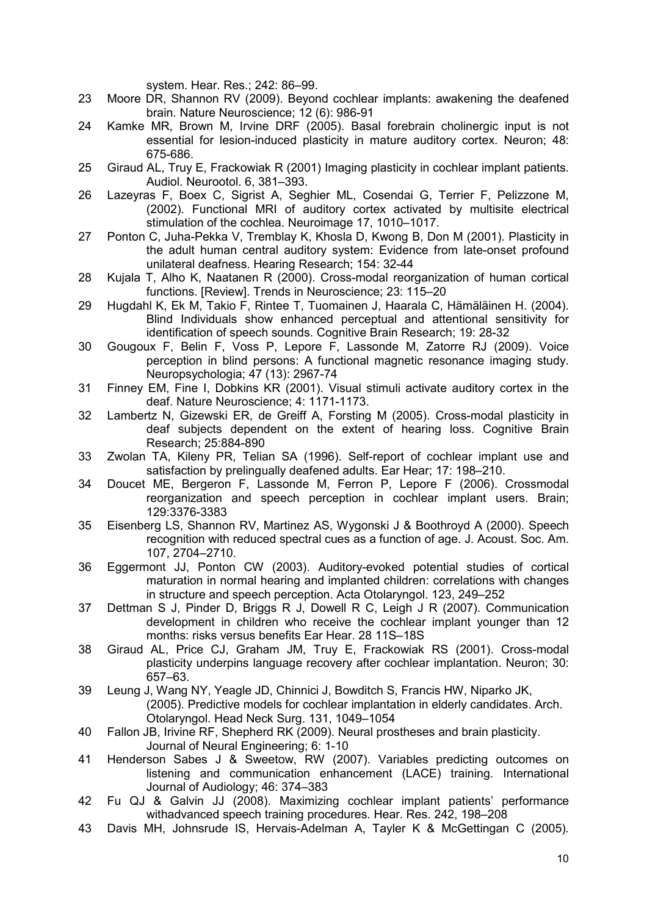system. Hear. Res.; 242: 86–99.

23 Moore DR, Shannon RV (2009). Beyond cochlear implants: awakening the deafened brain. Nature Neuroscience; 12 (6): 986-91

24 Kamke MR, Brown M, Irvine DRF (2005). Basal forebrain cholinergic input is not essential for lesion-induced plasticity in mature auditory cortex. Neuron; 48: 675-686.

25 Giraud AL, Truy E, Frackowiak R (2001) Imaging plasticity in cochlear implant patients. Audiol. Neurootol. 6, 381–393.

26 Lazeyras F, Boex C, Sigrist A, Seghier ML, Cosendai G, Terrier F, Pelizzone M, (2002). Functional MRI of auditory cortex activated by multisite electrical stimulation of the cochlea. Neuroimage 17, 1010–1017.

27 Ponton C, Juha-Pekka V, Tremblay K, Khosla D, Kwong B, Don M (2001). Plasticity in the adult human central auditory system: Evidence from late-onset profound unilateral deafness. Hearing Research; 154: 32-44

28 Kujala T, Alho K, Naatanen R (2000). Cross-modal reorganization of human cortical functions. [Review]. Trends in Neuroscience; 23: 115–20

29 Hugdahl K, Ek M, Takio F, Rintee T, Tuomainen J, Haarala C, Hämäläinen H. (2004). Blind Individuals show enhanced perceptual and attentional sensitivity for identification of speech sounds. Cognitive Brain Research; 19: 28-32

30 Gougoux F, Belin F, Voss P, Lepore F, Lassonde M, Zatorre RJ (2009). Voice perception in blind persons: A functional magnetic resonance imaging study. Neuropsychologia; 47 (13): 2967-74

31 Finney EM, Fine I, Dobkins KR (2001). Visual stimuli activate auditory cortex in the deaf. Nature Neuroscience; 4: 1171-1173.

32 Lambertz N, Gizewski ER, de Greiff A, Forsting M (2005). Cross-modal plasticity in deaf subjects dependent on the extent of hearing loss. Cognitive Brain Research; 25:884-890

33 Zwolan TA, Kileny PR, Telian SA (1996). Self-report of cochlear implant use and satisfaction by prelingually deafened adults. Ear Hear; 17: 198–210.

34 Doucet ME, Bergeron F, Lassonde M, Ferron P, Lepore F (2006). Crossmodal reorganization and speech perception in cochlear implant users. Brain; 129:3376-3383

35 Eisenberg LS, Shannon RV, Martinez AS, Wygonski J & Boothroyd A (2000). Speech recognition with reduced spectral cues as a function of age. J. Acoust. Soc. Am. 107, 2704–2710.

36 Eggermont JJ, Ponton CW (2003). Auditory-evoked potential studies of cortical maturation in normal hearing and implanted children: correlations with changes in structure and speech perception. Acta Otolaryngol. 123, 249–252

37 Dettman S J, Pinder D, Briggs R J, Dowell R C, Leigh J R (2007). Communication development in children who receive the cochlear implant younger than 12 months: risks versus benefits Ear Hear. 28 11S–18S

38 Giraud AL, Price CJ, Graham JM, Truy E, Frackowiak RS (2001). Cross-modal plasticity underpins language recovery after cochlear implantation. Neuron; 30: 657–63.

39 Leung J, Wang NY, Yeagle JD, Chinnici J, Bowditch S, Francis HW, Niparko JK, (2005). Predictive models for cochlear implantation in elderly candidates. Arch. Otolaryngol. Head Neck Surg. 131, 1049–1054

40 Fallon JB, Irivine RF, Shepherd RK (2009). Neural prostheses and brain plasticity. Journal of Neural Engineering; 6: 1-10

41 Henderson Sabes J & Sweetow, RW (2007). Variables predicting outcomes on listening and communication enhancement (LACE) training. International Journal of Audiology; 46: 374–383

42 Fu QJ & Galvin JJ (2008). Maximizing cochlear implant patients' performance withadvanced speech training procedures. Hear. Res. 242, 198–208

43 Davis MH, Johnsrude IS, Hervais-Adelman A, Tayler K & McGettingan C (2005).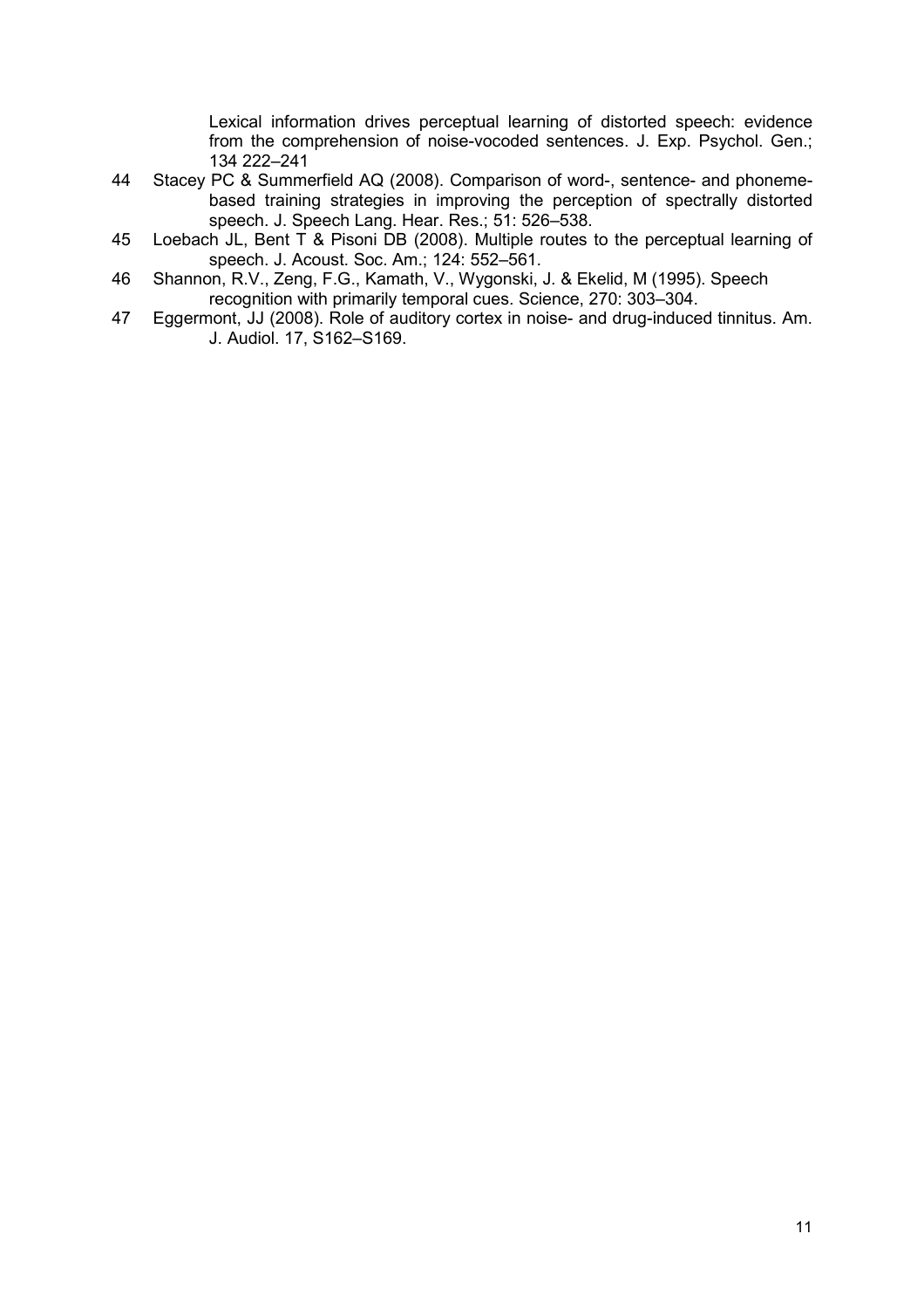Lexical information drives perceptual learning of distorted speech: evidence from the comprehension of noise-vocoded sentences. J. Exp. Psychol. Gen.; 134 222–241

44 Stacey PC & Summerfield AQ (2008). Comparison of word-, sentence- and phoneme-based training strategies in improving the perception of spectrally distorted speech. J. Speech Lang. Hear. Res.; 51: 526–538.

45 Loebach JL, Bent T & Pisoni DB (2008). Multiple routes to the perceptual learning of speech. J. Acoust. Soc. Am.; 124: 552–561.

46 Shannon, R.V., Zeng, F.G., Kamath, V., Wygonski, J. & Ekelid, M (1995). Speech recognition with primarily temporal cues. Science, 270: 303–304.

47 Eggermont, JJ (2008). Role of auditory cortex in noise- and drug-induced tinnitus. Am. J. Audiol. 17, S162–S169.